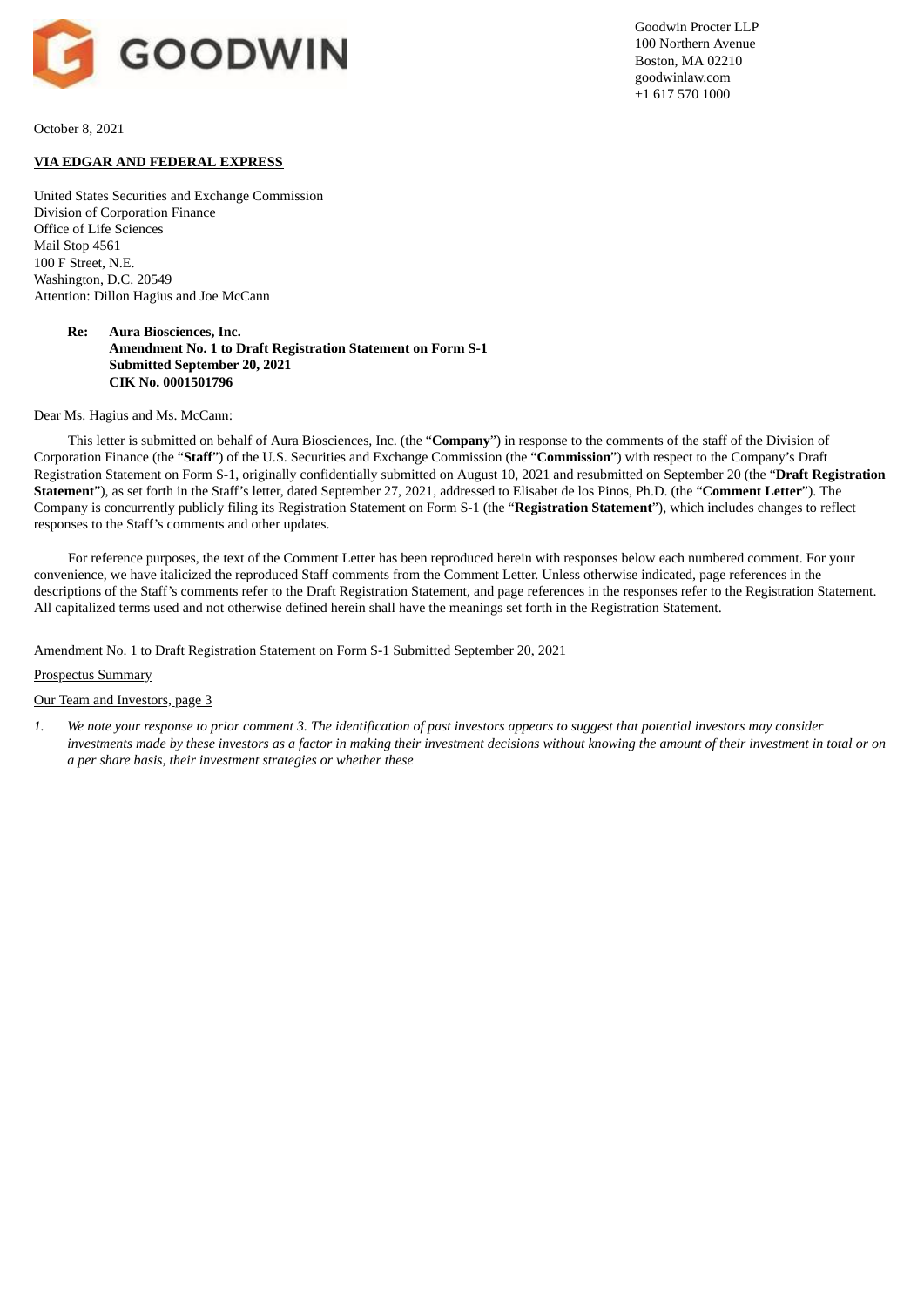GOODWIN

Goodwin Procter LLP
100 Northern Avenue
Boston, MA 02210
goodwinlaw.com
+1 617 570 1000

October 8, 2021

**VIA EDGAR AND FEDERAL EXPRESS**

United States Securities and Exchange Commission
Division of Corporation Finance
Office of Life Sciences
Mail Stop 4561
100 F Street, N.E.
Washington, D.C. 20549
Attention: Dillon Hagius and Joe McCann

**Re: Aura Biosciences, Inc.**
**Amendment No. 1 to Draft Registration Statement on Form S-1**
**Submitted September 20, 2021**
**CIK No. 0001501796**

Dear Ms. Hagius and Ms. McCann:

This letter is submitted on behalf of Aura Biosciences, Inc. (the "**Company**") in response to the comments of the staff of the Division of Corporation Finance (the "**Staff**") of the U.S. Securities and Exchange Commission (the "**Commission**") with respect to the Company's Draft Registration Statement on Form S-1, originally confidentially submitted on August 10, 2021 and resubmitted on September 20 (the "**Draft Registration Statement**"), as set forth in the Staff's letter, dated September 27, 2021, addressed to Elisabet de los Pinos, Ph.D. (the "**Comment Letter**"). The Company is concurrently publicly filing its Registration Statement on Form S-1 (the "**Registration Statement**"), which includes changes to reflect responses to the Staff's comments and other updates.

For reference purposes, the text of the Comment Letter has been reproduced herein with responses below each numbered comment. For your convenience, we have italicized the reproduced Staff comments from the Comment Letter. Unless otherwise indicated, page references in the descriptions of the Staff's comments refer to the Draft Registration Statement, and page references in the responses refer to the Registration Statement. All capitalized terms used and not otherwise defined herein shall have the meanings set forth in the Registration Statement.

Amendment No. 1 to Draft Registration Statement on Form S-1 Submitted September 20, 2021

Prospectus Summary

Our Team and Investors, page 3

1. *We note your response to prior comment 3. The identification of past investors appears to suggest that potential investors may consider investments made by these investors as a factor in making their investment decisions without knowing the amount of their investment in total or on a per share basis, their investment strategies or whether these*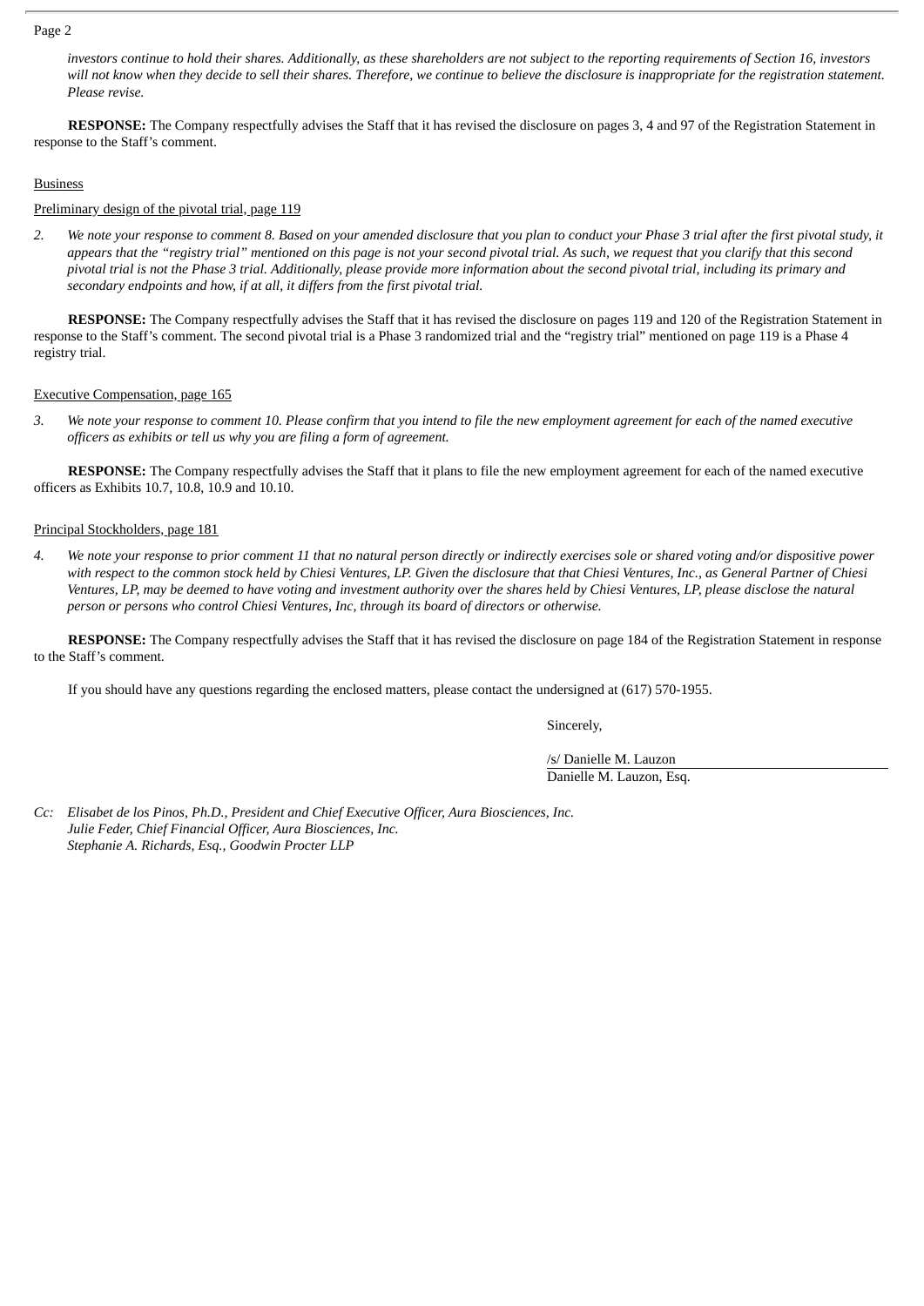*investors continue to hold their shares. Additionally, as these shareholders are not subject to the reporting requirements of Section 16, investors will not know when they decide to sell their shares. Therefore, we continue to believe the disclosure is inappropriate for the registration statement. Please revise.*

**RESPONSE:** The Company respectfully advises the Staff that it has revised the disclosure on pages 3, 4 and 97 of the Registration Statement in response to the Staff's comment.

<u>Business</u>

<u>Preliminary design of the pivotal trial, page 119</u>

2. *We note your response to comment 8. Based on your amended disclosure that you plan to conduct your Phase 3 trial after the first pivotal study, it appears that the "registry trial" mentioned on this page is not your second pivotal trial. As such, we request that you clarify that this second pivotal trial is not the Phase 3 trial. Additionally, please provide more information about the second pivotal trial, including its primary and secondary endpoints and how, if at all, it differs from the first pivotal trial.*

**RESPONSE:** The Company respectfully advises the Staff that it has revised the disclosure on pages 119 and 120 of the Registration Statement in response to the Staff's comment. The second pivotal trial is a Phase 3 randomized trial and the "registry trial" mentioned on page 119 is a Phase 4 registry trial.

<u>Executive Compensation, page 165</u>

3. *We note your response to comment 10. Please confirm that you intend to file the new employment agreement for each of the named executive officers as exhibits or tell us why you are filing a form of agreement.*

**RESPONSE:** The Company respectfully advises the Staff that it plans to file the new employment agreement for each of the named executive officers as Exhibits 10.7, 10.8, 10.9 and 10.10.

<u>Principal Stockholders, page 181</u>

4. *We note your response to prior comment 11 that no natural person directly or indirectly exercises sole or shared voting and/or dispositive power with respect to the common stock held by Chiesi Ventures, LP. Given the disclosure that that Chiesi Ventures, Inc., as General Partner of Chiesi Ventures, LP, may be deemed to have voting and investment authority over the shares held by Chiesi Ventures, LP, please disclose the natural person or persons who control Chiesi Ventures, Inc, through its board of directors or otherwise.*

**RESPONSE:** The Company respectfully advises the Staff that it has revised the disclosure on page 184 of the Registration Statement in response to the Staff's comment.

If you should have any questions regarding the enclosed matters, please contact the undersigned at (617) 570-1955.

Sincerely,

/s/ Danielle M. Lauzon

Danielle M. Lauzon, Esq.

*Cc: Elisabet de los Pinos, Ph.D., President and Chief Executive Officer, Aura Biosciences, Inc.*
*Julie Feder, Chief Financial Officer, Aura Biosciences, Inc.*
*Stephanie A. Richards, Esq., Goodwin Procter LLP*